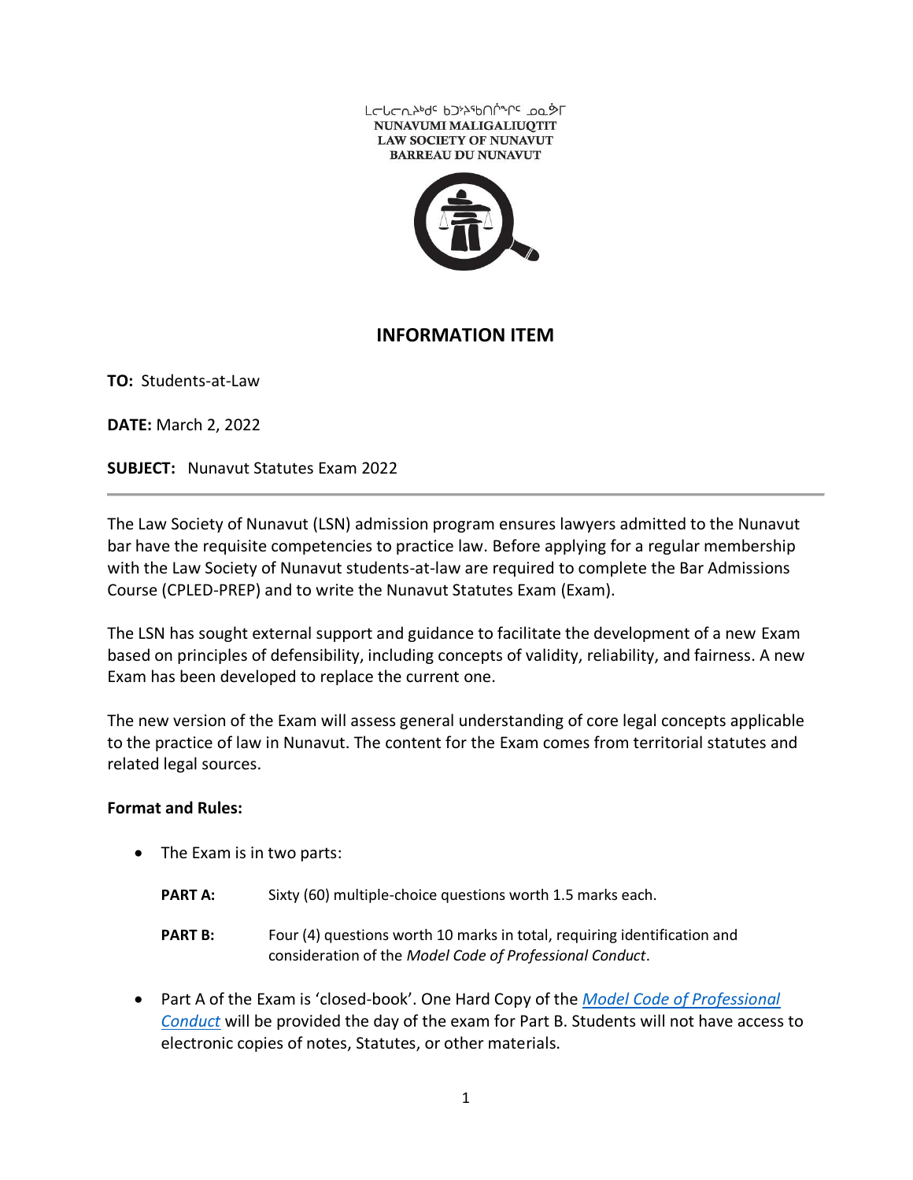ᒪᓕᒐᓕᕆᔩᑦ ᑲᑐᔾᔨᖃᑎᒌᖏᑦ ᓄᓇᕗᒥ
NUNAVUMI MALIGALIUQTIT
LAW SOCIETY OF NUNAVUT
BARREAU DU NUNAVUT

# INFORMATION ITEM

**TO:** Students-at-Law

**DATE:** March 2, 2022

**SUBJECT:** Nunavut Statutes Exam 2022

---

The Law Society of Nunavut (LSN) admission program ensures lawyers admitted to the Nunavut bar have the requisite competencies to practice law. Before applying for a regular membership with the Law Society of Nunavut students-at-law are required to complete the Bar Admissions Course (CPLED-PREP) and to write the Nunavut Statutes Exam (Exam).

The LSN has sought external support and guidance to facilitate the development of a new Exam based on principles of defensibility, including concepts of validity, reliability, and fairness. A new Exam has been developed to replace the current one.

The new version of the Exam will assess general understanding of core legal concepts applicable to the practice of law in Nunavut. The content for the Exam comes from territorial statutes and related legal sources.

**Format and Rules:**

- The Exam is in two parts:

  **PART A:** Sixty (60) multiple-choice questions worth 1.5 marks each.

  **PART B:** Four (4) questions worth 10 marks in total, requiring identification and consideration of the *Model Code of Professional Conduct*.

- Part A of the Exam is 'closed-book'. One Hard Copy of the *Model Code of Professional Conduct* will be provided the day of the exam for Part B. Students will not have access to electronic copies of notes, Statutes, or other materials.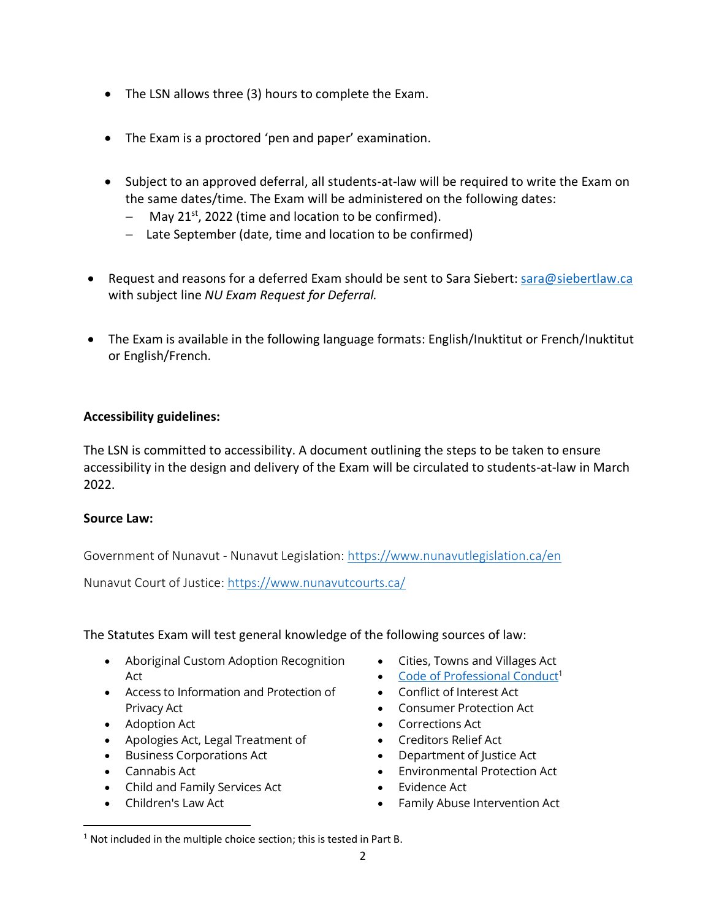- The LSN allows three (3) hours to complete the Exam.

- The Exam is a proctored 'pen and paper' examination.

- Subject to an approved deferral, all students-at-law will be required to write the Exam on the same dates/time. The Exam will be administered on the following dates:
  - May 21st, 2022 (time and location to be confirmed).
  - Late September (date, time and location to be confirmed)

- Request and reasons for a deferred Exam should be sent to Sara Siebert: [sara@siebertlaw.ca](mailto:sara@siebertlaw.ca) with subject line *NU Exam Request for Deferral.*

- The Exam is available in the following language formats: English/Inuktitut or French/Inuktitut or English/French.

**Accessibility guidelines:**

The LSN is committed to accessibility. A document outlining the steps to be taken to ensure accessibility in the design and delivery of the Exam will be circulated to students-at-law in March 2022.

**Source Law:**

Government of Nunavut - Nunavut Legislation: [https://www.nunavutlegislation.ca/en](https://www.nunavutlegislation.ca/en)

Nunavut Court of Justice: [https://www.nunavutcourts.ca/](https://www.nunavutcourts.ca/)

The Statutes Exam will test general knowledge of the following sources of law:

- Aboriginal Custom Adoption Recognition Act
- Access to Information and Protection of Privacy Act
- Adoption Act
- Apologies Act, Legal Treatment of
- Business Corporations Act
- Cannabis Act
- Child and Family Services Act
- Children's Law Act
- Cities, Towns and Villages Act
- Code of Professional Conduct[1]
- Conflict of Interest Act
- Consumer Protection Act
- Corrections Act
- Creditors Relief Act
- Department of Justice Act
- Environmental Protection Act
- Evidence Act
- Family Abuse Intervention Act

[1] Not included in the multiple choice section; this is tested in Part B.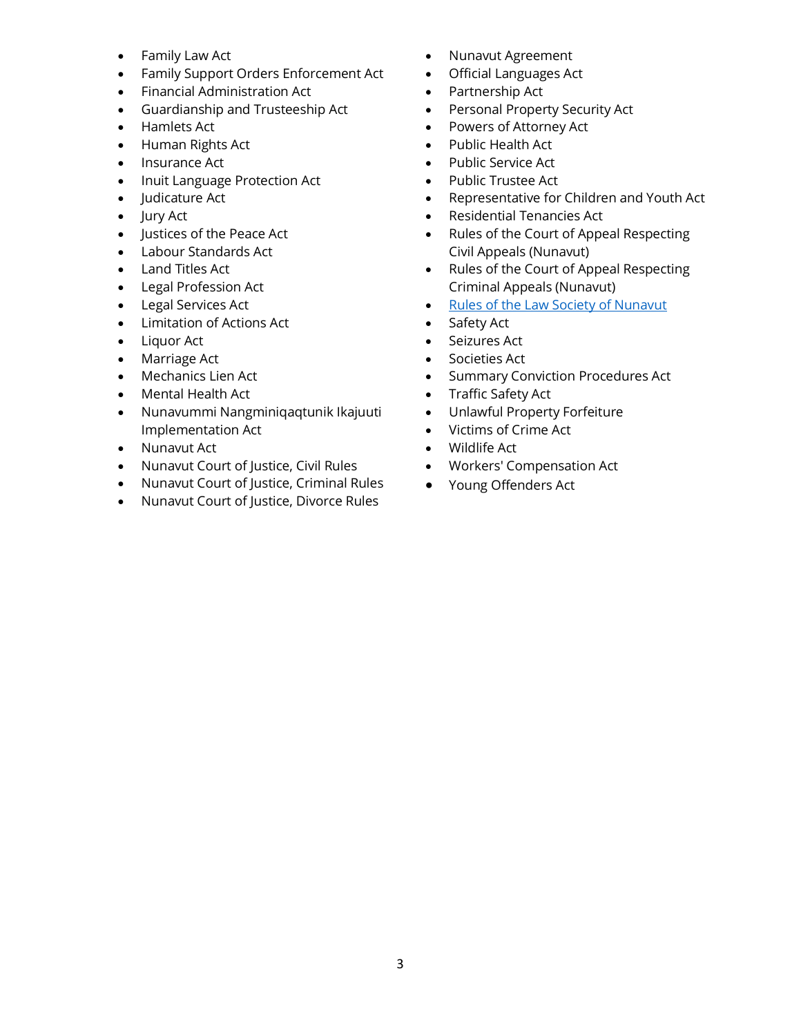- Family Law Act
- Family Support Orders Enforcement Act
- Financial Administration Act
- Guardianship and Trusteeship Act
- Hamlets Act
- Human Rights Act
- Insurance Act
- Inuit Language Protection Act
- Judicature Act
- Jury Act
- Justices of the Peace Act
- Labour Standards Act
- Land Titles Act
- Legal Profession Act
- Legal Services Act
- Limitation of Actions Act
- Liquor Act
- Marriage Act
- Mechanics Lien Act
- Mental Health Act
- Nunavummi Nangminiqaqtunik Ikajuuti Implementation Act
- Nunavut Act
- Nunavut Court of Justice, Civil Rules
- Nunavut Court of Justice, Criminal Rules
- Nunavut Court of Justice, Divorce Rules
- Nunavut Agreement
- Official Languages Act
- Partnership Act
- Personal Property Security Act
- Powers of Attorney Act
- Public Health Act
- Public Service Act
- Public Trustee Act
- Representative for Children and Youth Act
- Residential Tenancies Act
- Rules of the Court of Appeal Respecting Civil Appeals (Nunavut)
- Rules of the Court of Appeal Respecting Criminal Appeals (Nunavut)
- Rules of the Law Society of Nunavut
- Safety Act
- Seizures Act
- Societies Act
- Summary Conviction Procedures Act
- Traffic Safety Act
- Unlawful Property Forfeiture
- Victims of Crime Act
- Wildlife Act
- Workers' Compensation Act
- Young Offenders Act